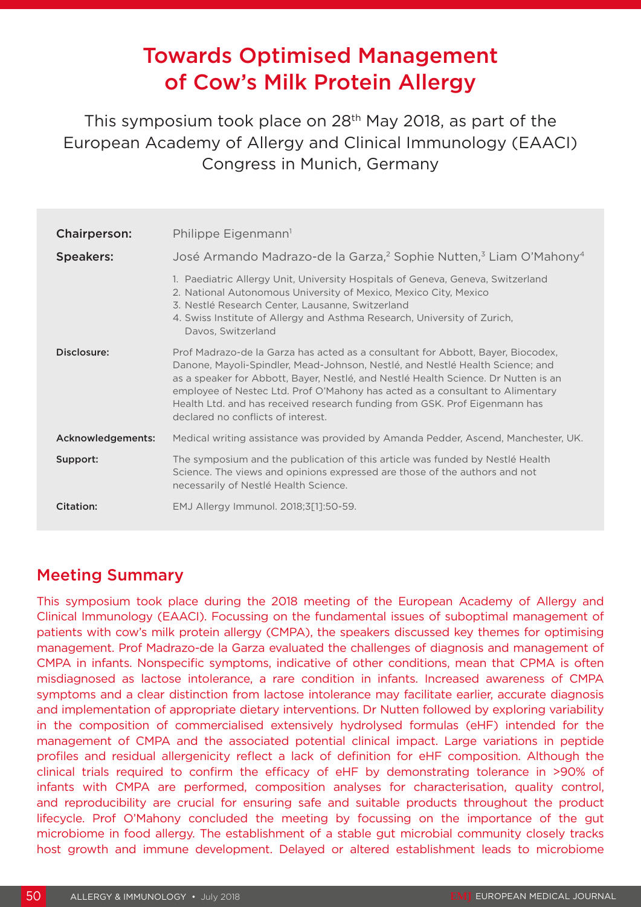# Towards Optimised Management of Cow's Milk Protein Allergy

This symposium took place on 28th May 2018, as part of the European Academy of Allergy and Clinical Immunology (EAACI) Congress in Munich, Germany

| | |
|---|---|
| **Chairperson:** | Philippe Eigenmann[1] |
| **Speakers:** | José Armando Madrazo-de la Garza,[2] Sophie Nutten,[3] Liam O'Mahony[4] |
| | 1. Paediatric Allergy Unit, University Hospitals of Geneva, Geneva, Switzerland<br>2. National Autonomous University of Mexico, Mexico City, Mexico<br>3. Nestlé Research Center, Lausanne, Switzerland<br>4. Swiss Institute of Allergy and Asthma Research, University of Zurich, Davos, Switzerland |
| **Disclosure:** | Prof Madrazo-de la Garza has acted as a consultant for Abbott, Bayer, Biocodex, Danone, Mayoli-Spindler, Mead-Johnson, Nestlé, and Nestlé Health Science; and as a speaker for Abbott, Bayer, Nestlé, and Nestlé Health Science. Dr Nutten is an employee of Nestec Ltd. Prof O'Mahony has acted as a consultant to Alimentary Health Ltd. and has received research funding from GSK. Prof Eigenmann has declared no conflicts of interest. |
| **Acknowledgements:** | Medical writing assistance was provided by Amanda Pedder, Ascend, Manchester, UK. |
| **Support:** | The symposium and the publication of this article was funded by Nestlé Health Science. The views and opinions expressed are those of the authors and not necessarily of Nestlé Health Science. |
| **Citation:** | EMJ Allergy Immunol. 2018;3[1]:50-59. |

## Meeting Summary

This symposium took place during the 2018 meeting of the European Academy of Allergy and Clinical Immunology (EAACI). Focussing on the fundamental issues of suboptimal management of patients with cow's milk protein allergy (CMPA), the speakers discussed key themes for optimising management. Prof Madrazo-de la Garza evaluated the challenges of diagnosis and management of CMPA in infants. Nonspecific symptoms, indicative of other conditions, mean that CPMA is often misdiagnosed as lactose intolerance, a rare condition in infants. Increased awareness of CMPA symptoms and a clear distinction from lactose intolerance may facilitate earlier, accurate diagnosis and implementation of appropriate dietary interventions. Dr Nutten followed by exploring variability in the composition of commercialised extensively hydrolysed formulas (eHF) intended for the management of CMPA and the associated potential clinical impact. Large variations in peptide profiles and residual allergenicity reflect a lack of definition for eHF composition. Although the clinical trials required to confirm the efficacy of eHF by demonstrating tolerance in >90% of infants with CMPA are performed, composition analyses for characterisation, quality control, and reproducibility are crucial for ensuring safe and suitable products throughout the product lifecycle. Prof O'Mahony concluded the meeting by focussing on the importance of the gut microbiome in food allergy. The establishment of a stable gut microbial community closely tracks host growth and immune development. Delayed or altered establishment leads to microbiome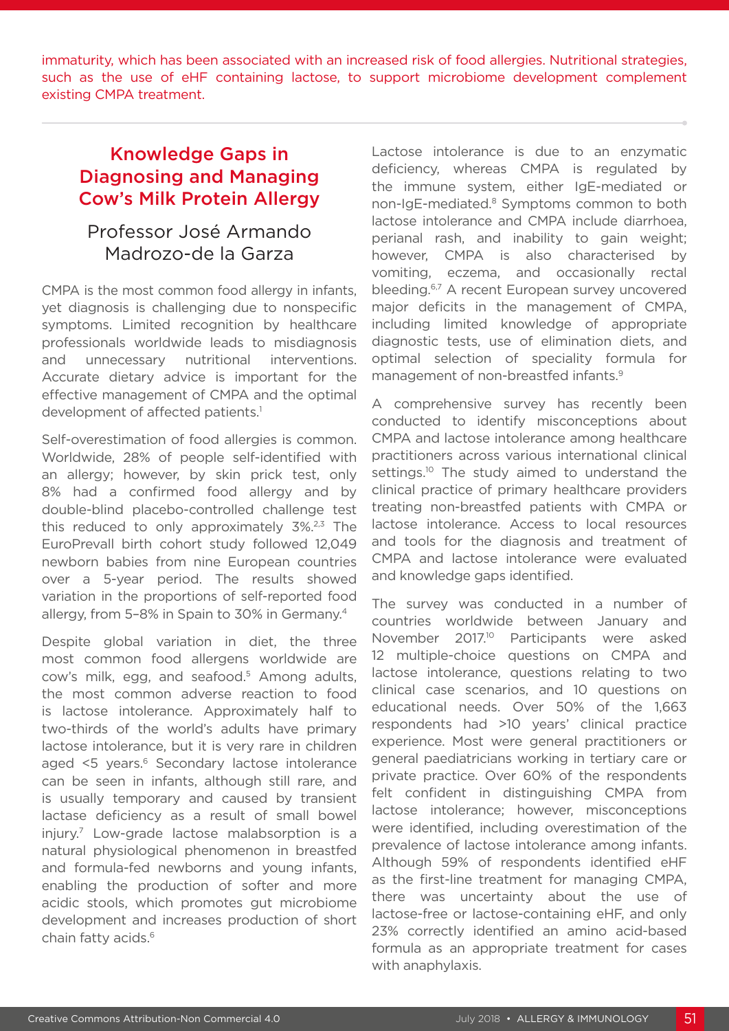immaturity, which has been associated with an increased risk of food allergies. Nutritional strategies, such as the use of eHF containing lactose, to support microbiome development complement existing CMPA treatment.

## Knowledge Gaps in Diagnosing and Managing Cow's Milk Protein Allergy

### Professor José Armando Madrozo-de la Garza

CMPA is the most common food allergy in infants, yet diagnosis is challenging due to nonspecific symptoms. Limited recognition by healthcare professionals worldwide leads to misdiagnosis and unnecessary nutritional interventions. Accurate dietary advice is important for the effective management of CMPA and the optimal development of affected patients.[1]

Self-overestimation of food allergies is common. Worldwide, 28% of people self-identified with an allergy; however, by skin prick test, only 8% had a confirmed food allergy and by double-blind placebo-controlled challenge test this reduced to only approximately 3%.[2,3] The EuroPrevall birth cohort study followed 12,049 newborn babies from nine European countries over a 5-year period. The results showed variation in the proportions of self-reported food allergy, from 5–8% in Spain to 30% in Germany.[4]

Despite global variation in diet, the three most common food allergens worldwide are cow's milk, egg, and seafood.[5] Among adults, the most common adverse reaction to food is lactose intolerance. Approximately half to two-thirds of the world's adults have primary lactose intolerance, but it is very rare in children aged <5 years.[6] Secondary lactose intolerance can be seen in infants, although still rare, and is usually temporary and caused by transient lactase deficiency as a result of small bowel injury.[7] Low-grade lactose malabsorption is a natural physiological phenomenon in breastfed and formula-fed newborns and young infants, enabling the production of softer and more acidic stools, which promotes gut microbiome development and increases production of short chain fatty acids.[6]

Lactose intolerance is due to an enzymatic deficiency, whereas CMPA is regulated by the immune system, either IgE-mediated or non-IgE-mediated.[8] Symptoms common to both lactose intolerance and CMPA include diarrhoea, perianal rash, and inability to gain weight; however, CMPA is also characterised by vomiting, eczema, and occasionally rectal bleeding.[6,7] A recent European survey uncovered major deficits in the management of CMPA, including limited knowledge of appropriate diagnostic tests, use of elimination diets, and optimal selection of speciality formula for management of non-breastfed infants.[9]

A comprehensive survey has recently been conducted to identify misconceptions about CMPA and lactose intolerance among healthcare practitioners across various international clinical settings.[10] The study aimed to understand the clinical practice of primary healthcare providers treating non-breastfed patients with CMPA or lactose intolerance. Access to local resources and tools for the diagnosis and treatment of CMPA and lactose intolerance were evaluated and knowledge gaps identified.

The survey was conducted in a number of countries worldwide between January and November 2017.[10] Participants were asked 12 multiple-choice questions on CMPA and lactose intolerance, questions relating to two clinical case scenarios, and 10 questions on educational needs. Over 50% of the 1,663 respondents had >10 years' clinical practice experience. Most were general practitioners or general paediatricians working in tertiary care or private practice. Over 60% of the respondents felt confident in distinguishing CMPA from lactose intolerance; however, misconceptions were identified, including overestimation of the prevalence of lactose intolerance among infants. Although 59% of respondents identified eHF as the first-line treatment for managing CMPA, there was uncertainty about the use of lactose-free or lactose-containing eHF, and only 23% correctly identified an amino acid-based formula as an appropriate treatment for cases with anaphylaxis.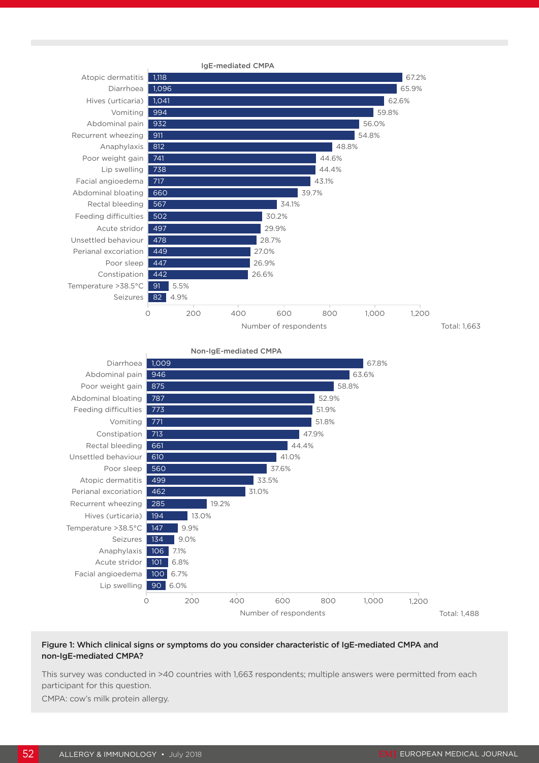**IgE-mediated CMPA**

| Symptom | Number of respondents | % |
|---|---|---|
| Atopic dermatitis | 1,118 | 67.2% |
| Diarrhoea | 1,096 | 65.9% |
| Hives (urticaria) | 1,041 | 62.6% |
| Vomiting | 994 | 59.8% |
| Abdominal pain | 932 | 56.0% |
| Recurrent wheezing | 911 | 54.8% |
| Anaphylaxis | 812 | 48.8% |
| Poor weight gain | 741 | 44.6% |
| Lip swelling | 738 | 44.4% |
| Facial angioedema | 717 | 43.1% |
| Abdominal bloating | 660 | 39.7% |
| Rectal bleeding | 567 | 34.1% |
| Feeding difficulties | 502 | 30.2% |
| Acute stridor | 497 | 29.9% |
| Unsettled behaviour | 478 | 28.7% |
| Perianal excoriation | 449 | 27.0% |
| Poor sleep | 447 | 26.9% |
| Constipation | 442 | 26.6% |
| Temperature >38.5°C | 91 | 5.5% |
| Seizures | 82 | 4.9% |

Total: 1,663

**Non-IgE-mediated CMPA**

| Symptom | Number of respondents | % |
|---|---|---|
| Diarrhoea | 1,009 | 67.8% |
| Abdominal pain | 946 | 63.6% |
| Poor weight gain | 875 | 58.8% |
| Abdominal bloating | 787 | 52.9% |
| Feeding difficulties | 773 | 51.9% |
| Vomiting | 771 | 51.8% |
| Constipation | 713 | 47.9% |
| Rectal bleeding | 661 | 44.4% |
| Unsettled behaviour | 610 | 41.0% |
| Poor sleep | 560 | 37.6% |
| Atopic dermatitis | 499 | 33.5% |
| Perianal excoriation | 462 | 31.0% |
| Recurrent wheezing | 285 | 19.2% |
| Hives (urticaria) | 194 | 13.0% |
| Temperature >38.5°C | 147 | 9.9% |
| Seizures | 134 | 9.0% |
| Anaphylaxis | 106 | 7.1% |
| Acute stridor | 101 | 6.8% |
| Facial angioedema | 100 | 6.7% |
| Lip swelling | 90 | 6.0% |

Total: 1,488

**Figure 1: Which clinical signs or symptoms do you consider characteristic of IgE-mediated CMPA and non-IgE-mediated CMPA?**

This survey was conducted in >40 countries with 1,663 respondents; multiple answers were permitted from each participant for this question.

CMPA: cow's milk protein allergy.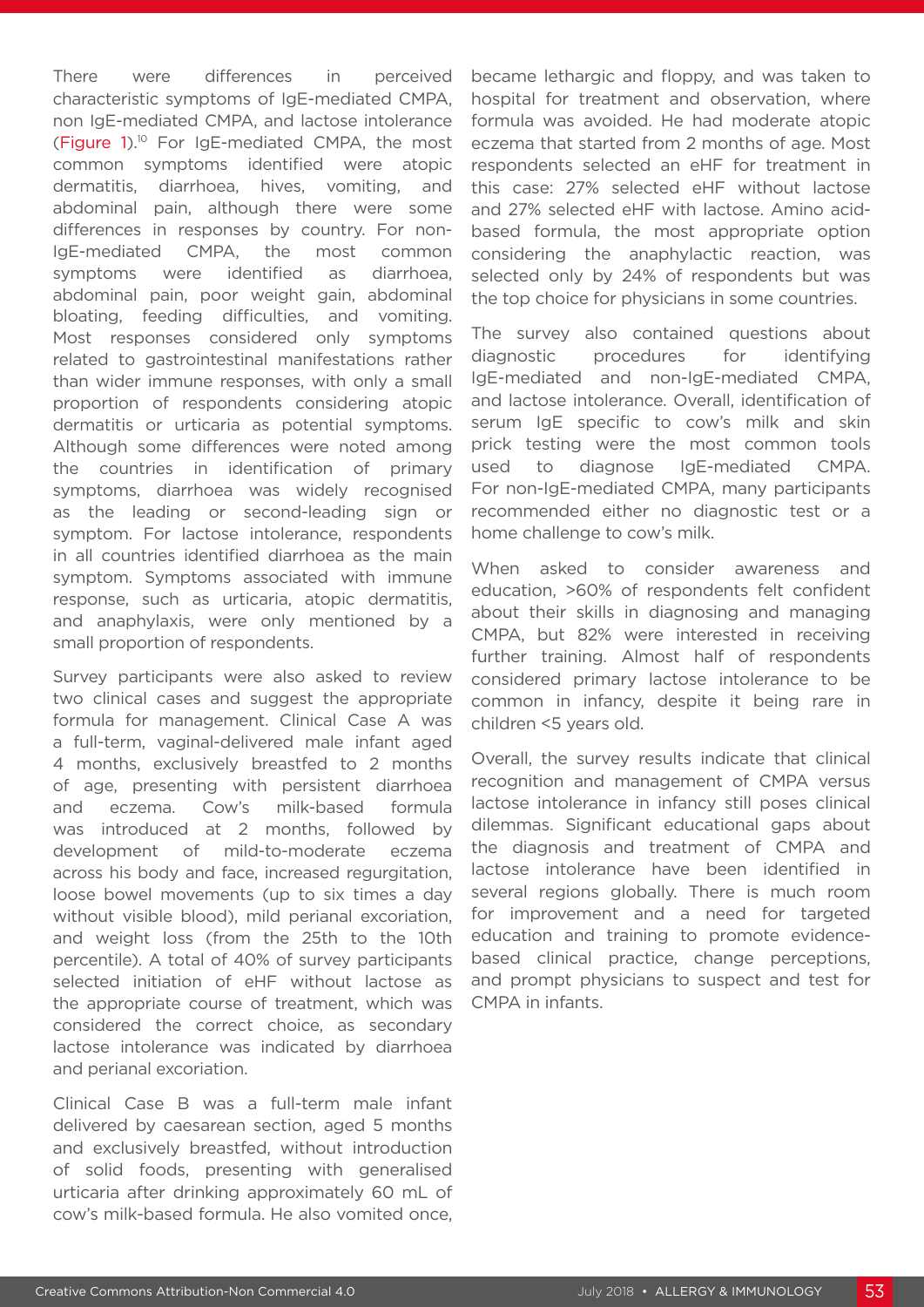There were differences in perceived characteristic symptoms of IgE-mediated CMPA, non IgE-mediated CMPA, and lactose intolerance (Figure 1).[10] For IgE-mediated CMPA, the most common symptoms identified were atopic dermatitis, diarrhoea, hives, vomiting, and abdominal pain, although there were some differences in responses by country. For non-IgE-mediated CMPA, the most common symptoms were identified as diarrhoea, abdominal pain, poor weight gain, abdominal bloating, feeding difficulties, and vomiting. Most responses considered only symptoms related to gastrointestinal manifestations rather than wider immune responses, with only a small proportion of respondents considering atopic dermatitis or urticaria as potential symptoms. Although some differences were noted among the countries in identification of primary symptoms, diarrhoea was widely recognised as the leading or second-leading sign or symptom. For lactose intolerance, respondents in all countries identified diarrhoea as the main symptom. Symptoms associated with immune response, such as urticaria, atopic dermatitis, and anaphylaxis, were only mentioned by a small proportion of respondents.

Survey participants were also asked to review two clinical cases and suggest the appropriate formula for management. Clinical Case A was a full-term, vaginal-delivered male infant aged 4 months, exclusively breastfed to 2 months of age, presenting with persistent diarrhoea and eczema. Cow's milk-based formula was introduced at 2 months, followed by development of mild-to-moderate eczema across his body and face, increased regurgitation, loose bowel movements (up to six times a day without visible blood), mild perianal excoriation, and weight loss (from the 25th to the 10th percentile). A total of 40% of survey participants selected initiation of eHF without lactose as the appropriate course of treatment, which was considered the correct choice, as secondary lactose intolerance was indicated by diarrhoea and perianal excoriation.

Clinical Case B was a full-term male infant delivered by caesarean section, aged 5 months and exclusively breastfed, without introduction of solid foods, presenting with generalised urticaria after drinking approximately 60 mL of cow's milk-based formula. He also vomited once, became lethargic and floppy, and was taken to hospital for treatment and observation, where formula was avoided. He had moderate atopic eczema that started from 2 months of age. Most respondents selected an eHF for treatment in this case: 27% selected eHF without lactose and 27% selected eHF with lactose. Amino acid-based formula, the most appropriate option considering the anaphylactic reaction, was selected only by 24% of respondents but was the top choice for physicians in some countries.

The survey also contained questions about diagnostic procedures for identifying IgE-mediated and non-IgE-mediated CMPA, and lactose intolerance. Overall, identification of serum IgE specific to cow's milk and skin prick testing were the most common tools used to diagnose IgE-mediated CMPA. For non-IgE-mediated CMPA, many participants recommended either no diagnostic test or a home challenge to cow's milk.

When asked to consider awareness and education, >60% of respondents felt confident about their skills in diagnosing and managing CMPA, but 82% were interested in receiving further training. Almost half of respondents considered primary lactose intolerance to be common in infancy, despite it being rare in children <5 years old.

Overall, the survey results indicate that clinical recognition and management of CMPA versus lactose intolerance in infancy still poses clinical dilemmas. Significant educational gaps about the diagnosis and treatment of CMPA and lactose intolerance have been identified in several regions globally. There is much room for improvement and a need for targeted education and training to promote evidence-based clinical practice, change perceptions, and prompt physicians to suspect and test for CMPA in infants.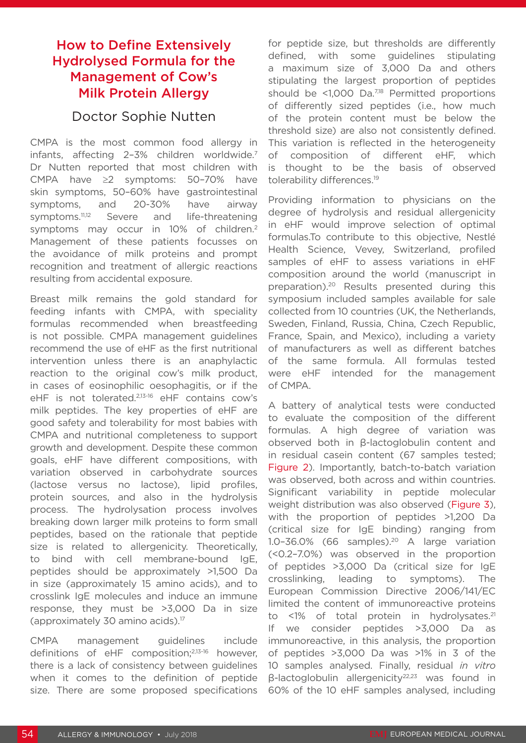# How to Define Extensively Hydrolysed Formula for the Management of Cow's Milk Protein Allergy

## Doctor Sophie Nutten

CMPA is the most common food allergy in infants, affecting 2–3% children worldwide.[7] Dr Nutten reported that most children with CMPA have ≥2 symptoms: 50–70% have skin symptoms, 50–60% have gastrointestinal symptoms, and 20-30% have airway symptoms.[11,12] Severe and life-threatening symptoms may occur in 10% of children.[2] Management of these patients focusses on the avoidance of milk proteins and prompt recognition and treatment of allergic reactions resulting from accidental exposure.

Breast milk remains the gold standard for feeding infants with CMPA, with speciality formulas recommended when breastfeeding is not possible. CMPA management guidelines recommend the use of eHF as the first nutritional intervention unless there is an anaphylactic reaction to the original cow's milk product, in cases of eosinophilic oesophagitis, or if the eHF is not tolerated.[2,13-16] eHF contains cow's milk peptides. The key properties of eHF are good safety and tolerability for most babies with CMPA and nutritional completeness to support growth and development. Despite these common goals, eHF have different compositions, with variation observed in carbohydrate sources (lactose versus no lactose), lipid profiles, protein sources, and also in the hydrolysis process. The hydrolysation process involves breaking down larger milk proteins to form small peptides, based on the rationale that peptide size is related to allergenicity. Theoretically, to bind with cell membrane-bound IgE, peptides should be approximately >1,500 Da in size (approximately 15 amino acids), and to crosslink IgE molecules and induce an immune response, they must be >3,000 Da in size (approximately 30 amino acids).[17]

CMPA management guidelines include definitions of eHF composition;[2,13-16] however, there is a lack of consistency between guidelines when it comes to the definition of peptide size. There are some proposed specifications for peptide size, but thresholds are differently defined, with some guidelines stipulating a maximum size of 3,000 Da and others stipulating the largest proportion of peptides should be <1,000 Da.[7,18] Permitted proportions of differently sized peptides (i.e., how much of the protein content must be below the threshold size) are also not consistently defined. This variation is reflected in the heterogeneity of composition of different eHF, which is thought to be the basis of observed tolerability differences.[19]

Providing information to physicians on the degree of hydrolysis and residual allergenicity in eHF would improve selection of optimal formulas.To contribute to this objective, Nestlé Health Science, Vevey, Switzerland, profiled samples of eHF to assess variations in eHF composition around the world (manuscript in preparation).[20] Results presented during this symposium included samples available for sale collected from 10 countries (UK, the Netherlands, Sweden, Finland, Russia, China, Czech Republic, France, Spain, and Mexico), including a variety of manufacturers as well as different batches of the same formula. All formulas tested were eHF intended for the management of CMPA.

A battery of analytical tests were conducted to evaluate the composition of the different formulas. A high degree of variation was observed both in β-lactoglobulin content and in residual casein content (67 samples tested; Figure 2). Importantly, batch-to-batch variation was observed, both across and within countries. Significant variability in peptide molecular weight distribution was also observed (Figure 3), with the proportion of peptides >1,200 Da (critical size for IgE binding) ranging from 1.0–36.0% (66 samples).[20] A large variation (<0.2–7.0%) was observed in the proportion of peptides >3,000 Da (critical size for IgE crosslinking, leading to symptoms). The European Commission Directive 2006/141/EC limited the content of immunoreactive proteins to <1% of total protein in hydrolysates.[21] If we consider peptides >3,000 Da as immunoreactive, in this analysis, the proportion of peptides >3,000 Da was >1% in 3 of the 10 samples analysed. Finally, residual *in vitro* β-lactoglobulin allergenicity[22,23] was found in 60% of the 10 eHF samples analysed, including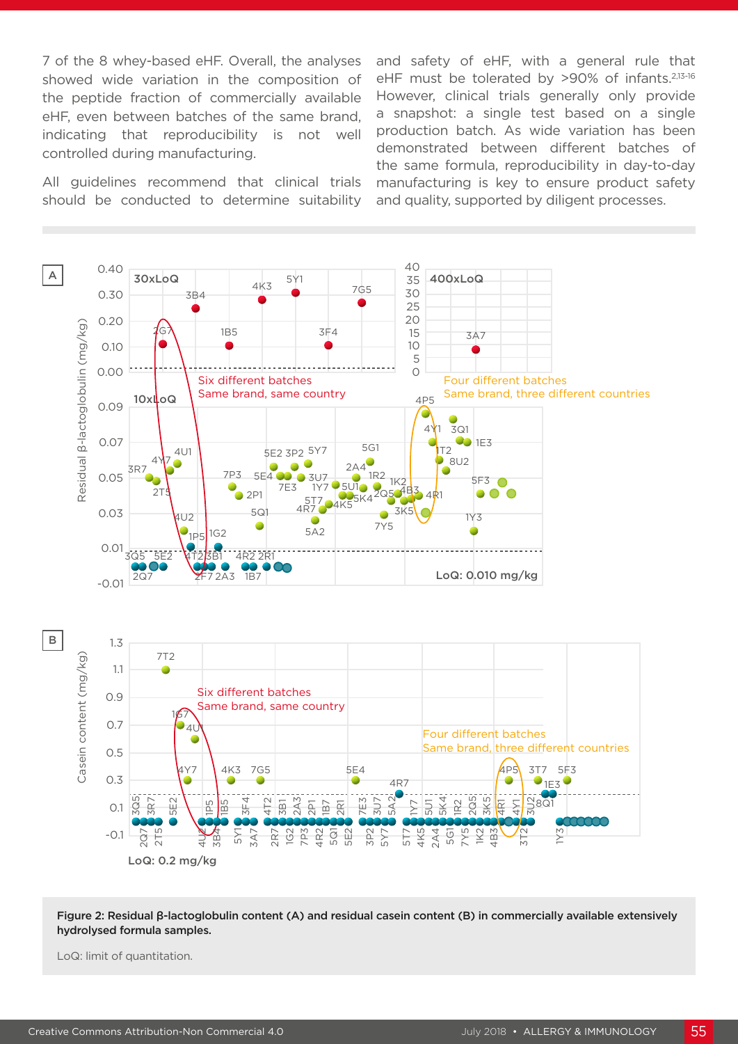7 of the 8 whey-based eHF. Overall, the analyses showed wide variation in the composition of the peptide fraction of commercially available eHF, even between batches of the same brand, indicating that reproducibility is not well controlled during manufacturing.

All guidelines recommend that clinical trials should be conducted to determine suitability and safety of eHF, with a general rule that eHF must be tolerated by >90% of infants.[2,13-16] However, clinical trials generally only provide a snapshot: a single test based on a single production batch. As wide variation has been demonstrated between different batches of the same formula, reproducibility in day-to-day manufacturing is key to ensure product safety and quality, supported by diligent processes.

**Figure 2: Residual β-lactoglobulin content (A) and residual casein content (B) in commercially available extensively hydrolysed formula samples.**

LoQ: limit of quantitation.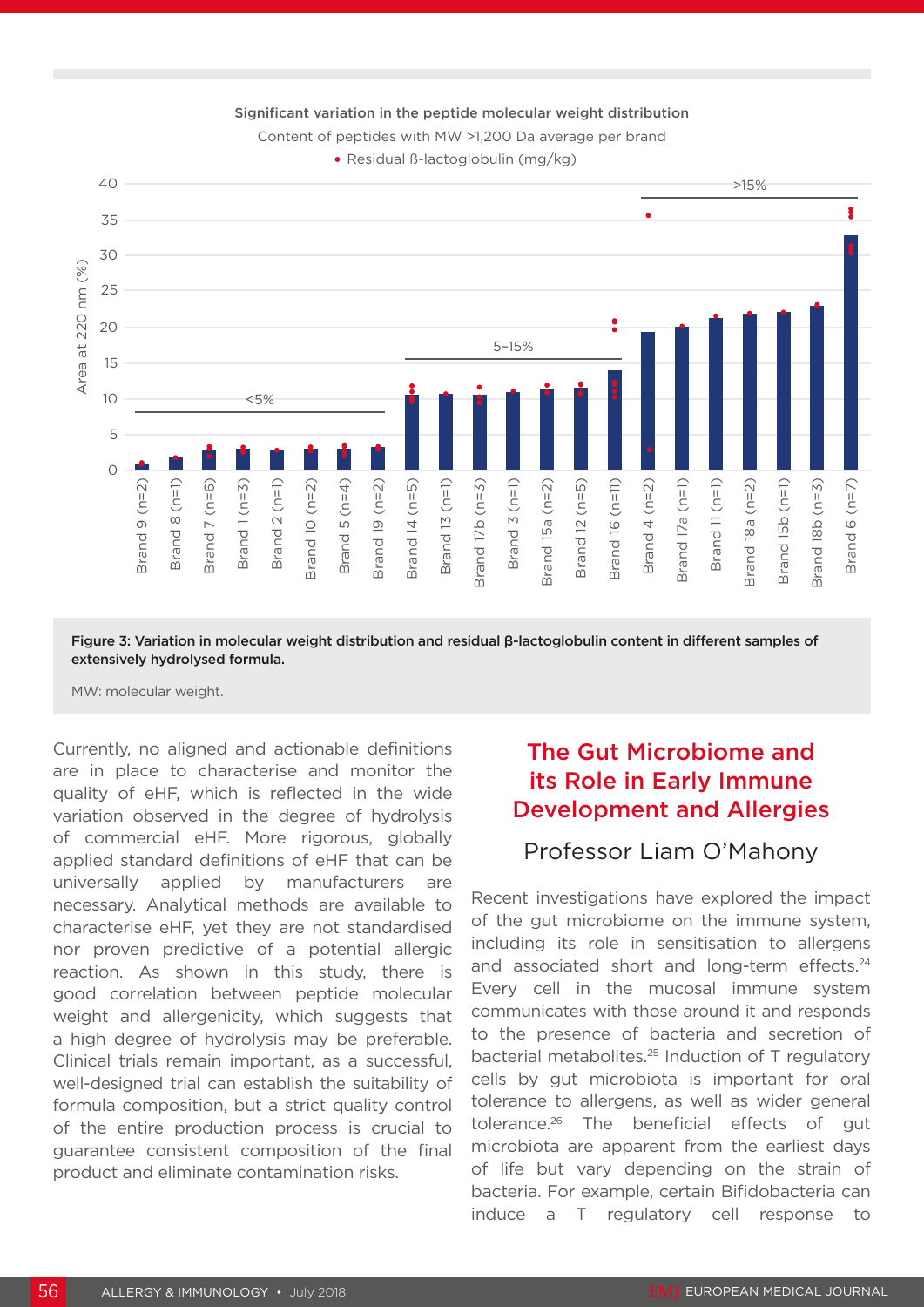Significant variation in the peptide molecular weight distribution

Content of peptides with MW >1,200 Da average per brand

• Residual ß-lactoglobulin (mg/kg)

**Figure 3: Variation in molecular weight distribution and residual β-lactoglobulin content in different samples of extensively hydrolysed formula.**

MW: molecular weight.

Currently, no aligned and actionable definitions are in place to characterise and monitor the quality of eHF, which is reflected in the wide variation observed in the degree of hydrolysis of commercial eHF. More rigorous, globally applied standard definitions of eHF that can be universally applied by manufacturers are necessary. Analytical methods are available to characterise eHF, yet they are not standardised nor proven predictive of a potential allergic reaction. As shown in this study, there is good correlation between peptide molecular weight and allergenicity, which suggests that a high degree of hydrolysis may be preferable. Clinical trials remain important, as a successful, well-designed trial can establish the suitability of formula composition, but a strict quality control of the entire production process is crucial to guarantee consistent composition of the final product and eliminate contamination risks.

## The Gut Microbiome and its Role in Early Immune Development and Allergies

### Professor Liam O'Mahony

Recent investigations have explored the impact of the gut microbiome on the immune system, including its role in sensitisation to allergens and associated short and long-term effects.[24] Every cell in the mucosal immune system communicates with those around it and responds to the presence of bacteria and secretion of bacterial metabolites.[25] Induction of T regulatory cells by gut microbiota is important for oral tolerance to allergens, as well as wider general tolerance.[26] The beneficial effects of gut microbiota are apparent from the earliest days of life but vary depending on the strain of bacteria. For example, certain Bifidobacteria can induce a T regulatory cell response to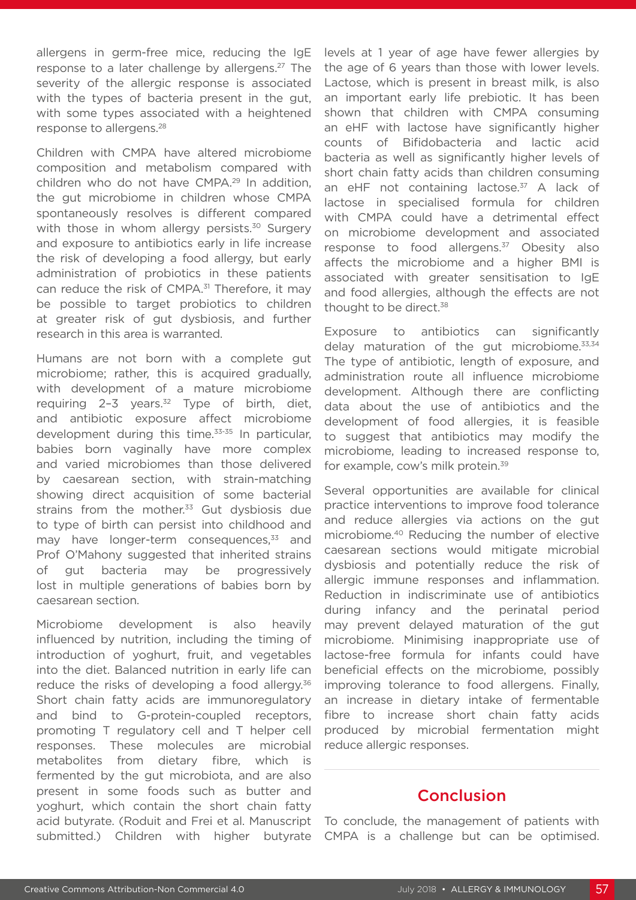allergens in germ-free mice, reducing the IgE response to a later challenge by allergens.[27] The severity of the allergic response is associated with the types of bacteria present in the gut, with some types associated with a heightened response to allergens.[28]

Children with CMPA have altered microbiome composition and metabolism compared with children who do not have CMPA.[29] In addition, the gut microbiome in children whose CMPA spontaneously resolves is different compared with those in whom allergy persists.[30] Surgery and exposure to antibiotics early in life increase the risk of developing a food allergy, but early administration of probiotics in these patients can reduce the risk of CMPA.[31] Therefore, it may be possible to target probiotics to children at greater risk of gut dysbiosis, and further research in this area is warranted.

Humans are not born with a complete gut microbiome; rather, this is acquired gradually, with development of a mature microbiome requiring 2–3 years.[32] Type of birth, diet, and antibiotic exposure affect microbiome development during this time.[33-35] In particular, babies born vaginally have more complex and varied microbiomes than those delivered by caesarean section, with strain-matching showing direct acquisition of some bacterial strains from the mother.[33] Gut dysbiosis due to type of birth can persist into childhood and may have longer-term consequences,[33] and Prof O'Mahony suggested that inherited strains of gut bacteria may be progressively lost in multiple generations of babies born by caesarean section.

Microbiome development is also heavily influenced by nutrition, including the timing of introduction of yoghurt, fruit, and vegetables into the diet. Balanced nutrition in early life can reduce the risks of developing a food allergy.[36] Short chain fatty acids are immunoregulatory and bind to G-protein-coupled receptors, promoting T regulatory cell and T helper cell responses. These molecules are microbial metabolites from dietary fibre, which is fermented by the gut microbiota, and are also present in some foods such as butter and yoghurt, which contain the short chain fatty acid butyrate. (Roduit and Frei et al. Manuscript submitted.) Children with higher butyrate levels at 1 year of age have fewer allergies by the age of 6 years than those with lower levels. Lactose, which is present in breast milk, is also an important early life prebiotic. It has been shown that children with CMPA consuming an eHF with lactose have significantly higher counts of Bifidobacteria and lactic acid bacteria as well as significantly higher levels of short chain fatty acids than children consuming an eHF not containing lactose.[37] A lack of lactose in specialised formula for children with CMPA could have a detrimental effect on microbiome development and associated response to food allergens.[37] Obesity also affects the microbiome and a higher BMI is associated with greater sensitisation to IgE and food allergies, although the effects are not thought to be direct.[38]

Exposure to antibiotics can significantly delay maturation of the gut microbiome.[33,34] The type of antibiotic, length of exposure, and administration route all influence microbiome development. Although there are conflicting data about the use of antibiotics and the development of food allergies, it is feasible to suggest that antibiotics may modify the microbiome, leading to increased response to, for example, cow's milk protein.[39]

Several opportunities are available for clinical practice interventions to improve food tolerance and reduce allergies via actions on the gut microbiome.[40] Reducing the number of elective caesarean sections would mitigate microbial dysbiosis and potentially reduce the risk of allergic immune responses and inflammation. Reduction in indiscriminate use of antibiotics during infancy and the perinatal period may prevent delayed maturation of the gut microbiome. Minimising inappropriate use of lactose-free formula for infants could have beneficial effects on the microbiome, possibly improving tolerance to food allergens. Finally, an increase in dietary intake of fermentable fibre to increase short chain fatty acids produced by microbial fermentation might reduce allergic responses.

## Conclusion

To conclude, the management of patients with CMPA is a challenge but can be optimised.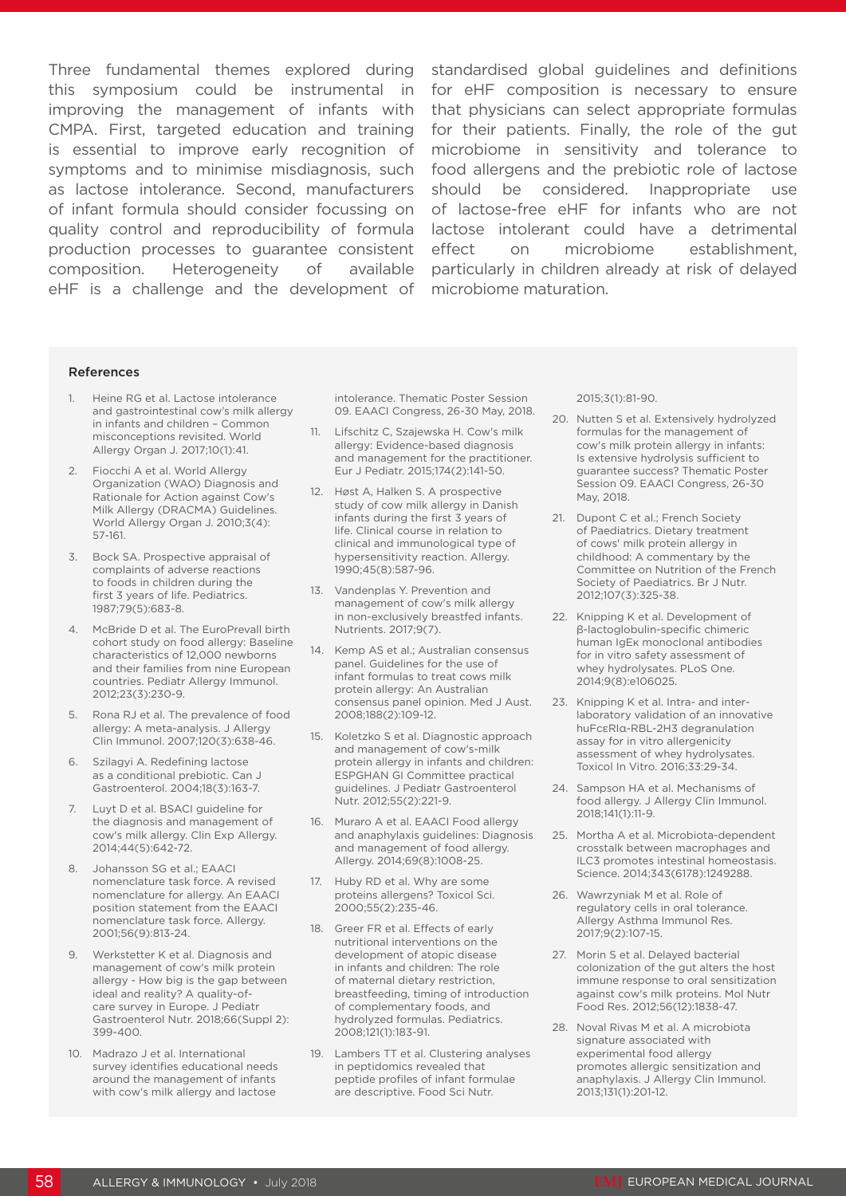Three fundamental themes explored during this symposium could be instrumental in improving the management of infants with CMPA. First, targeted education and training is essential to improve early recognition of symptoms and to minimise misdiagnosis, such as lactose intolerance. Second, manufacturers of infant formula should consider focussing on quality control and reproducibility of formula production processes to guarantee consistent composition. Heterogeneity of available eHF is a challenge and the development of standardised global guidelines and definitions for eHF composition is necessary to ensure that physicians can select appropriate formulas for their patients. Finally, the role of the gut microbiome in sensitivity and tolerance to food allergens and the prebiotic role of lactose should be considered. Inappropriate use of lactose-free eHF for infants who are not lactose intolerant could have a detrimental effect on microbiome establishment, particularly in children already at risk of delayed microbiome maturation.

### References

1. Heine RG et al. Lactose intolerance and gastrointestinal cow's milk allergy in infants and children – Common misconceptions revisited. World Allergy Organ J. 2017;10(1):41.
2. Fiocchi A et al. World Allergy Organization (WAO) Diagnosis and Rationale for Action against Cow's Milk Allergy (DRACMA) Guidelines. World Allergy Organ J. 2010;3(4):57-161.
3. Bock SA. Prospective appraisal of complaints of adverse reactions to foods in children during the first 3 years of life. Pediatrics. 1987;79(5):683-8.
4. McBride D et al. The EuroPrevall birth cohort study on food allergy: Baseline characteristics of 12,000 newborns and their families from nine European countries. Pediatr Allergy Immunol. 2012;23(3):230-9.
5. Rona RJ et al. The prevalence of food allergy: A meta-analysis. J Allergy Clin Immunol. 2007;120(3):638-46.
6. Szilagyi A. Redefining lactose as a conditional prebiotic. Can J Gastroenterol. 2004;18(3):163-7.
7. Luyt D et al. BSACI guideline for the diagnosis and management of cow's milk allergy. Clin Exp Allergy. 2014;44(5):642-72.
8. Johansson SG et al.; EAACI nomenclature task force. A revised nomenclature for allergy. An EAACI position statement from the EAACI nomenclature task force. Allergy. 2001;56(9):813-24.
9. Werkstetter K et al. Diagnosis and management of cow's milk protein allergy - How big is the gap between ideal and reality? A quality-of-care survey in Europe. J Pediatr Gastroenterol Nutr. 2018;66(Suppl 2):399-400.
10. Madrazo J et al. International survey identifies educational needs around the management of infants with cow's milk allergy and lactose intolerance. Thematic Poster Session 09. EAACI Congress, 26-30 May, 2018.
11. Lifschitz C, Szajewska H. Cow's milk allergy: Evidence-based diagnosis and management for the practitioner. Eur J Pediatr. 2015;174(2):141-50.
12. Høst A, Halken S. A prospective study of cow milk allergy in Danish infants during the first 3 years of life. Clinical course in relation to clinical and immunological type of hypersensitivity reaction. Allergy. 1990;45(8):587-96.
13. Vandenplas Y. Prevention and management of cow's milk allergy in non-exclusively breastfed infants. Nutrients. 2017;9(7).
14. Kemp AS et al.; Australian consensus panel. Guidelines for the use of infant formulas to treat cows milk protein allergy: An Australian consensus panel opinion. Med J Aust. 2008;188(2):109-12.
15. Koletzko S et al. Diagnostic approach and management of cow's-milk protein allergy in infants and children: ESPGHAN GI Committee practical guidelines. J Pediatr Gastroenterol Nutr. 2012;55(2):221-9.
16. Muraro A et al. EAACI Food allergy and anaphylaxis guidelines: Diagnosis and management of food allergy. Allergy. 2014;69(8):1008-25.
17. Huby RD et al. Why are some proteins allergens? Toxicol Sci. 2000;55(2):235-46.
18. Greer FR et al. Effects of early nutritional interventions on the development of atopic disease in infants and children: The role of maternal dietary restriction, breastfeeding, timing of introduction of complementary foods, and hydrolyzed formulas. Pediatrics. 2008;121(1):183-91.
19. Lambers TT et al. Clustering analyses in peptidomics revealed that peptide profiles of infant formulae are descriptive. Food Sci Nutr. 2015;3(1):81-90.
20. Nutten S et al. Extensively hydrolyzed formulas for the management of cow's milk protein allergy in infants: Is extensive hydrolysis sufficient to guarantee success? Thematic Poster Session 09. EAACI Congress, 26-30 May, 2018.
21. Dupont C et al.; French Society of Paediatrics. Dietary treatment of cows' milk protein allergy in childhood: A commentary by the Committee on Nutrition of the French Society of Paediatrics. Br J Nutr. 2012;107(3):325-38.
22. Knipping K et al. Development of β-lactoglobulin-specific chimeric human IgEκ monoclonal antibodies for in vitro safety assessment of whey hydrolysates. PLoS One. 2014;9(8):e106025.
23. Knipping K et al. Intra- and inter-laboratory validation of an innovative huFcεRIα-RBL-2H3 degranulation assay for in vitro allergenicity assessment of whey hydrolysates. Toxicol In Vitro. 2016;33:29-34.
24. Sampson HA et al. Mechanisms of food allergy. J Allergy Clin Immunol. 2018;141(1):11-9.
25. Mortha A et al. Microbiota-dependent crosstalk between macrophages and ILC3 promotes intestinal homeostasis. Science. 2014;343(6178):1249288.
26. Wawrzyniak M et al. Role of regulatory cells in oral tolerance. Allergy Asthma Immunol Res. 2017;9(2):107-15.
27. Morin S et al. Delayed bacterial colonization of the gut alters the host immune response to oral sensitization against cow's milk proteins. Mol Nutr Food Res. 2012;56(12):1838-47.
28. Noval Rivas M et al. A microbiota signature associated with experimental food allergy promotes allergic sensitization and anaphylaxis. J Allergy Clin Immunol. 2013;131(1):201-12.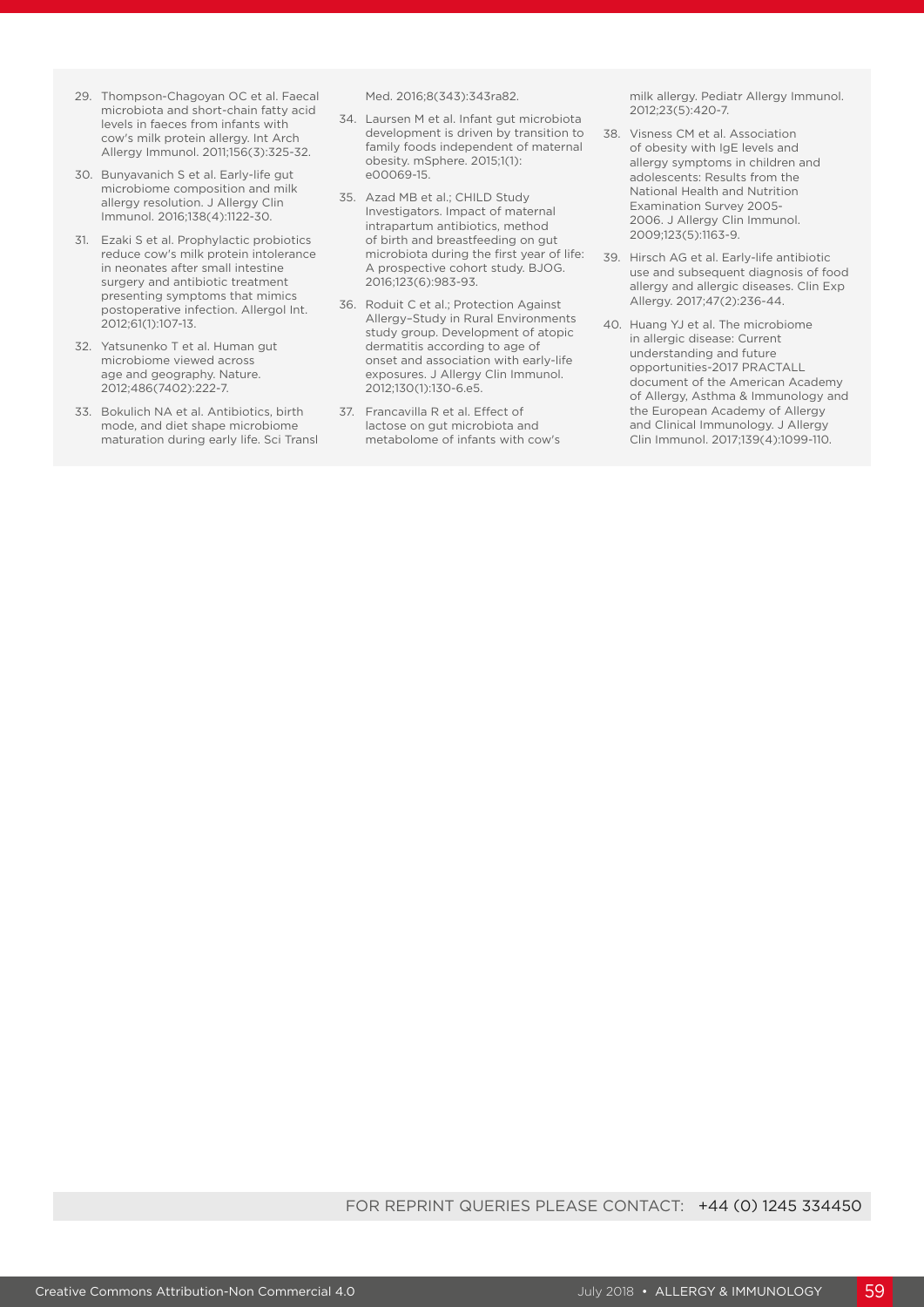29. Thompson-Chagoyan OC et al. Faecal microbiota and short-chain fatty acid levels in faeces from infants with cow's milk protein allergy. Int Arch Allergy Immunol. 2011;156(3):325-32.
30. Bunyavanich S et al. Early-life gut microbiome composition and milk allergy resolution. J Allergy Clin Immunol. 2016;138(4):1122-30.
31. Ezaki S et al. Prophylactic probiotics reduce cow's milk protein intolerance in neonates after small intestine surgery and antibiotic treatment presenting symptoms that mimics postoperative infection. Allergol Int. 2012;61(1):107-13.
32. Yatsunenko T et al. Human gut microbiome viewed across age and geography. Nature. 2012;486(7402):222-7.
33. Bokulich NA et al. Antibiotics, birth mode, and diet shape microbiome maturation during early life. Sci Transl Med. 2016;8(343):343ra82.
34. Laursen M et al. Infant gut microbiota development is driven by transition to family foods independent of maternal obesity. mSphere. 2015;1(1):e00069-15.
35. Azad MB et al.; CHILD Study Investigators. Impact of maternal intrapartum antibiotics, method of birth and breastfeeding on gut microbiota during the first year of life: A prospective cohort study. BJOG. 2016;123(6):983-93.
36. Roduit C et al.; Protection Against Allergy–Study in Rural Environments study group. Development of atopic dermatitis according to age of onset and association with early-life exposures. J Allergy Clin Immunol. 2012;130(1):130-6.e5.
37. Francavilla R et al. Effect of lactose on gut microbiota and metabolome of infants with cow's milk allergy. Pediatr Allergy Immunol. 2012;23(5):420-7.
38. Visness CM et al. Association of obesity with IgE levels and allergy symptoms in children and adolescents: Results from the National Health and Nutrition Examination Survey 2005-2006. J Allergy Clin Immunol. 2009;123(5):1163-9.
39. Hirsch AG et al. Early-life antibiotic use and subsequent diagnosis of food allergy and allergic diseases. Clin Exp Allergy. 2017;47(2):236-44.
40. Huang YJ et al. The microbiome in allergic disease: Current understanding and future opportunities-2017 PRACTALL document of the American Academy of Allergy, Asthma & Immunology and the European Academy of Allergy and Clinical Immunology. J Allergy Clin Immunol. 2017;139(4):1099-110.

FOR REPRINT QUERIES PLEASE CONTACT: +44 (0) 1245 334450